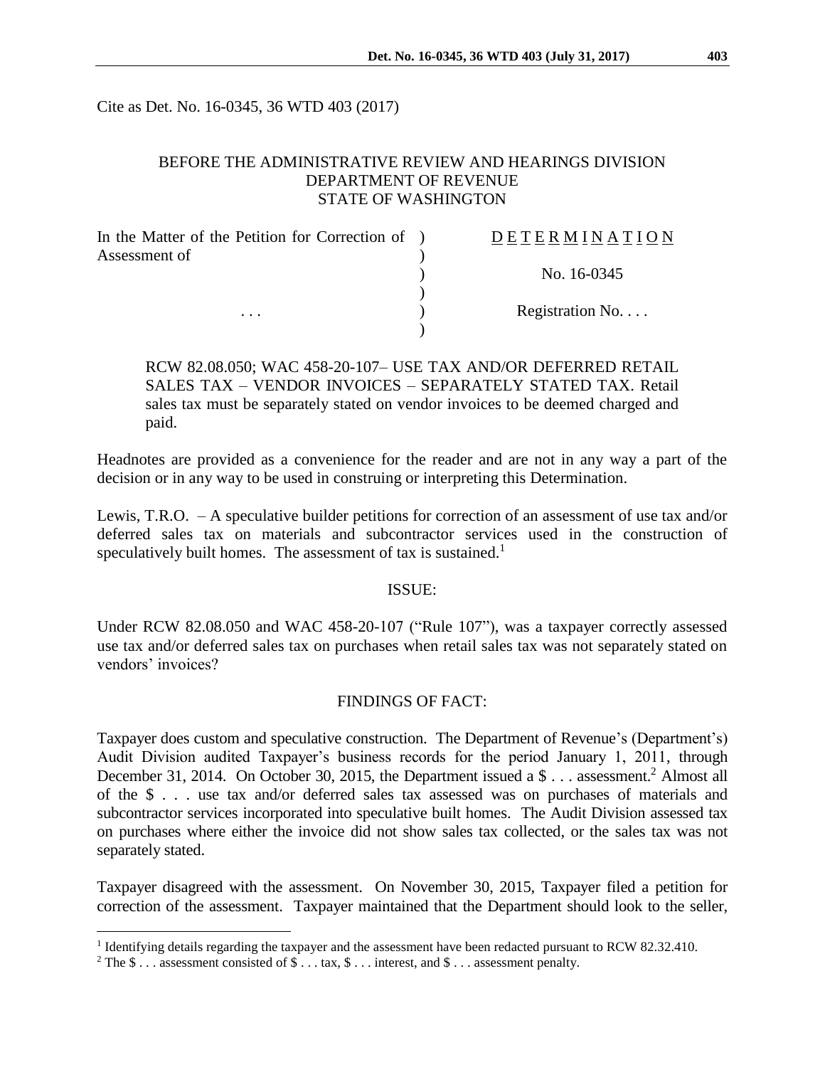Cite as Det. No. 16-0345, 36 WTD 403 (2017)

BEFORE THE ADMINISTRATIVE REVIEW AND HEARINGS DIVISION
DEPARTMENT OF REVENUE
STATE OF WASHINGTON

| In the Matter of the Petition for Correction of Assessment of | ) | DETERMINATION |
|---|---|---|
| | ) | No. 16-0345 |
| . . . | ) | Registration No. . . . |

RCW 82.08.050; WAC 458-20-107– USE TAX AND/OR DEFERRED RETAIL SALES TAX – VENDOR INVOICES – SEPARATELY STATED TAX. Retail sales tax must be separately stated on vendor invoices to be deemed charged and paid.

Headnotes are provided as a convenience for the reader and are not in any way a part of the decision or in any way to be used in construing or interpreting this Determination.

Lewis, T.R.O. – A speculative builder petitions for correction of an assessment of use tax and/or deferred sales tax on materials and subcontractor services used in the construction of speculatively built homes. The assessment of tax is sustained.[1]

## ISSUE:

Under RCW 82.08.050 and WAC 458-20-107 ("Rule 107"), was a taxpayer correctly assessed use tax and/or deferred sales tax on purchases when retail sales tax was not separately stated on vendors' invoices?

## FINDINGS OF FACT:

Taxpayer does custom and speculative construction. The Department of Revenue's (Department's) Audit Division audited Taxpayer's business records for the period January 1, 2011, through December 31, 2014. On October 30, 2015, the Department issued a $ . . . assessment.[2] Almost all of the $ . . . use tax and/or deferred sales tax assessed was on purchases of materials and subcontractor services incorporated into speculative built homes. The Audit Division assessed tax on purchases where either the invoice did not show sales tax collected, or the sales tax was not separately stated.

Taxpayer disagreed with the assessment. On November 30, 2015, Taxpayer filed a petition for correction of the assessment. Taxpayer maintained that the Department should look to the seller,

[1] Identifying details regarding the taxpayer and the assessment have been redacted pursuant to RCW 82.32.410.

[2] The $ . . . assessment consisted of $ . . . tax, $ . . . interest, and $ . . . assessment penalty.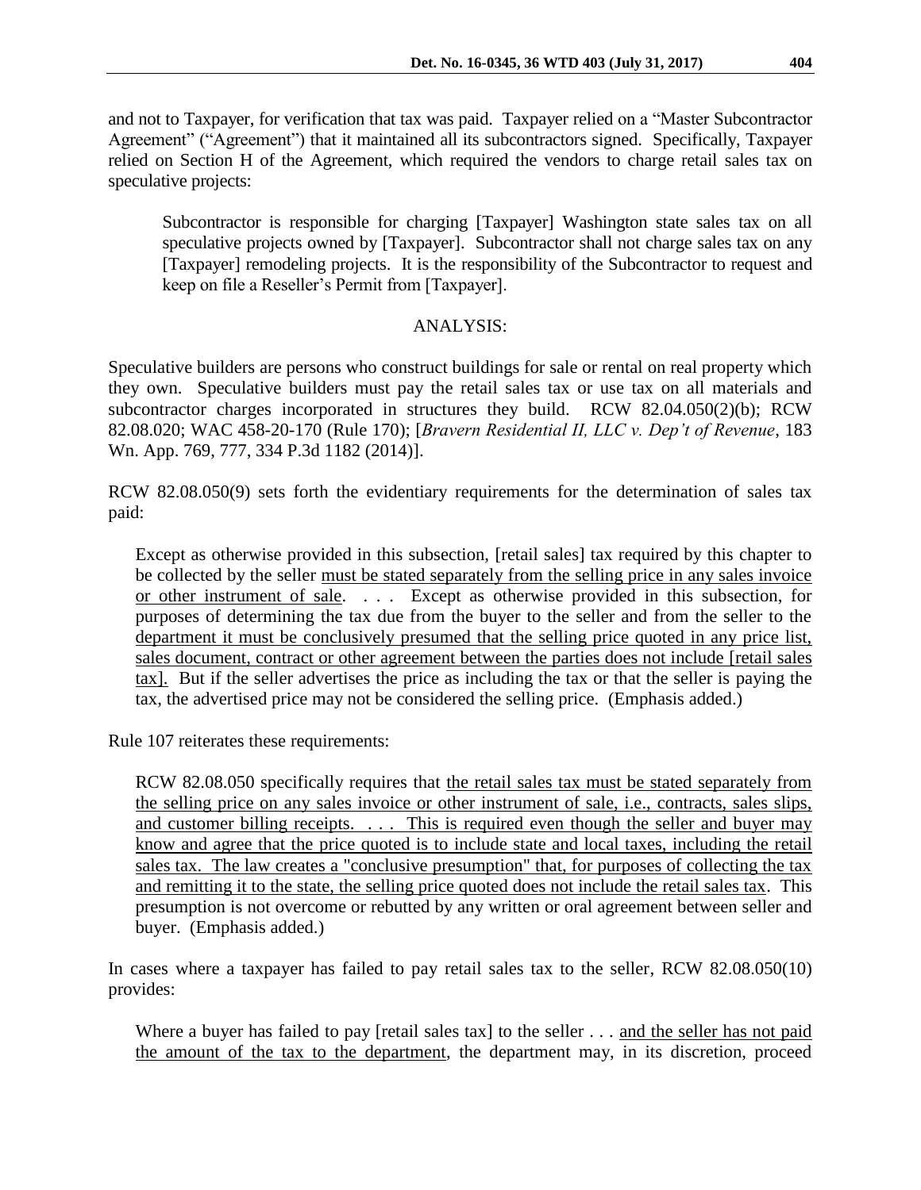and not to Taxpayer, for verification that tax was paid. Taxpayer relied on a "Master Subcontractor Agreement" ("Agreement") that it maintained all its subcontractors signed. Specifically, Taxpayer relied on Section H of the Agreement, which required the vendors to charge retail sales tax on speculative projects:

> Subcontractor is responsible for charging [Taxpayer] Washington state sales tax on all speculative projects owned by [Taxpayer]. Subcontractor shall not charge sales tax on any [Taxpayer] remodeling projects. It is the responsibility of the Subcontractor to request and keep on file a Reseller's Permit from [Taxpayer].

## ANALYSIS:

Speculative builders are persons who construct buildings for sale or rental on real property which they own. Speculative builders must pay the retail sales tax or use tax on all materials and subcontractor charges incorporated in structures they build. RCW 82.04.050(2)(b); RCW 82.08.020; WAC 458-20-170 (Rule 170); [*Bravern Residential II, LLC v. Dep't of Revenue*, 183 Wn. App. 769, 777, 334 P.3d 1182 (2014)].

RCW 82.08.050(9) sets forth the evidentiary requirements for the determination of sales tax paid:

> Except as otherwise provided in this subsection, [retail sales] tax required by this chapter to be collected by the seller <u>must be stated separately from the selling price in any sales invoice or other instrument of sale</u>. . . . Except as otherwise provided in this subsection, for purposes of determining the tax due from the buyer to the seller and from the seller to the <u>department it must be conclusively presumed that the selling price quoted in any price list, sales document, contract or other agreement between the parties does not include [retail sales tax].</u> But if the seller advertises the price as including the tax or that the seller is paying the tax, the advertised price may not be considered the selling price. (Emphasis added.)

Rule 107 reiterates these requirements:

> RCW 82.08.050 specifically requires that <u>the retail sales tax must be stated separately from the selling price on any sales invoice or other instrument of sale, i.e., contracts, sales slips, and customer billing receipts. . . . This is required even though the seller and buyer may know and agree that the price quoted is to include state and local taxes, including the retail sales tax. The law creates a "conclusive presumption" that, for purposes of collecting the tax and remitting it to the state, the selling price quoted does not include the retail sales tax</u>. This presumption is not overcome or rebutted by any written or oral agreement between seller and buyer. (Emphasis added.)

In cases where a taxpayer has failed to pay retail sales tax to the seller, RCW 82.08.050(10) provides:

> Where a buyer has failed to pay [retail sales tax] to the seller . . . <u>and the seller has not paid the amount of the tax to the department</u>, the department may, in its discretion, proceed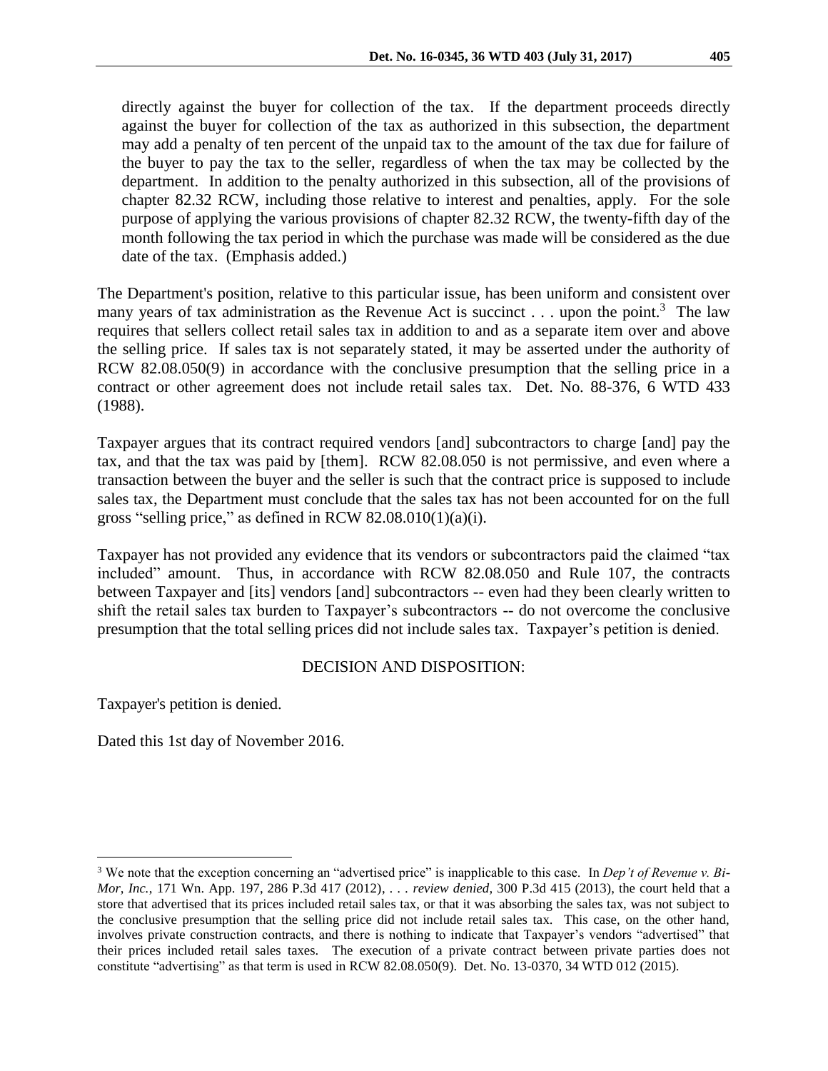> directly against the buyer for collection of the tax. If the department proceeds directly against the buyer for collection of the tax as authorized in this subsection, the department may add a penalty of ten percent of the unpaid tax to the amount of the tax due for failure of the buyer to pay the tax to the seller, regardless of when the tax may be collected by the department. In addition to the penalty authorized in this subsection, all of the provisions of chapter 82.32 RCW, including those relative to interest and penalties, apply. For the sole purpose of applying the various provisions of chapter 82.32 RCW, the twenty-fifth day of the month following the tax period in which the purchase was made will be considered as the due date of the tax. (Emphasis added.)

The Department's position, relative to this particular issue, has been uniform and consistent over many years of tax administration as the Revenue Act is succinct . . . upon the point.[3] The law requires that sellers collect retail sales tax in addition to and as a separate item over and above the selling price. If sales tax is not separately stated, it may be asserted under the authority of RCW 82.08.050(9) in accordance with the conclusive presumption that the selling price in a contract or other agreement does not include retail sales tax. Det. No. 88-376, 6 WTD 433 (1988).

Taxpayer argues that its contract required vendors [and] subcontractors to charge [and] pay the tax, and that the tax was paid by [them]. RCW 82.08.050 is not permissive, and even where a transaction between the buyer and the seller is such that the contract price is supposed to include sales tax, the Department must conclude that the sales tax has not been accounted for on the full gross "selling price," as defined in RCW 82.08.010(1)(a)(i).

Taxpayer has not provided any evidence that its vendors or subcontractors paid the claimed "tax included" amount. Thus, in accordance with RCW 82.08.050 and Rule 107, the contracts between Taxpayer and [its] vendors [and] subcontractors -- even had they been clearly written to shift the retail sales tax burden to Taxpayer's subcontractors -- do not overcome the conclusive presumption that the total selling prices did not include sales tax. Taxpayer's petition is denied.

## DECISION AND DISPOSITION:

Taxpayer's petition is denied.

Dated this 1st day of November 2016.

---

[3] We note that the exception concerning an "advertised price" is inapplicable to this case. In *Dep't of Revenue v. Bi-Mor, Inc.*, 171 Wn. App. 197, 286 P.3d 417 (2012), . . . *review denied*, 300 P.3d 415 (2013), the court held that a store that advertised that its prices included retail sales tax, or that it was absorbing the sales tax, was not subject to the conclusive presumption that the selling price did not include retail sales tax. This case, on the other hand, involves private construction contracts, and there is nothing to indicate that Taxpayer's vendors "advertised" that their prices included retail sales taxes. The execution of a private contract between private parties does not constitute "advertising" as that term is used in RCW 82.08.050(9). Det. No. 13-0370, 34 WTD 012 (2015).